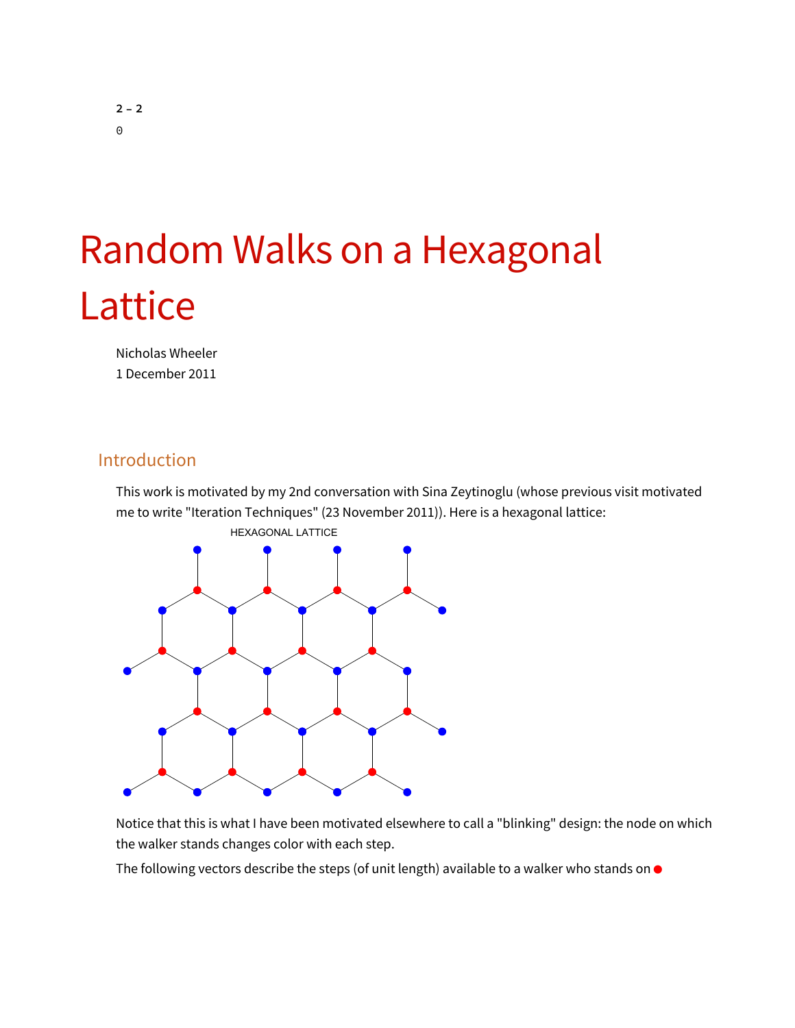2 - 2

0

# Random Walks on a Hexagonal Lattice

Nicholas Wheeler
1 December 2011

## Introduction

This work is motivated by my 2nd conversation with Sina Zeytinoglu (whose previous visit motivated me to write "Iteration Techniques" (23 November 2011)). Here is a hexagonal lattice:

HEXAGONAL LATTICE

Notice that this is what I have been motivated elsewhere to call a "blinking" design: the node on which the walker stands changes color with each step.

The following vectors describe the steps (of unit length) available to a walker who stands on ●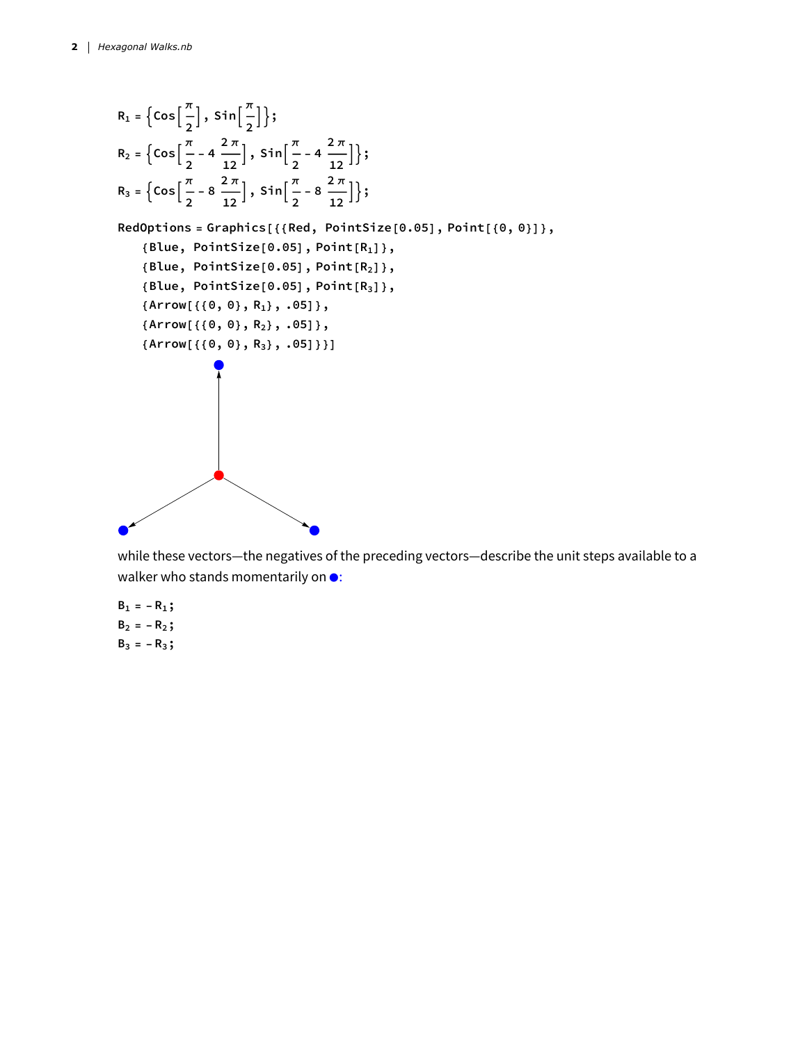```
R1 = {Cos[π/2], Sin[π/2]};
R2 = {Cos[π/2 - 4 (2 π)/12], Sin[π/2 - 4 (2 π)/12]};
R3 = {Cos[π/2 - 8 (2 π)/12], Sin[π/2 - 8 (2 π)/12]};

RedOptions = Graphics[{{Red, PointSize[0.05], Point[{0, 0}]},
   {Blue, PointSize[0.05], Point[R1]},
   {Blue, PointSize[0.05], Point[R2]},
   {Blue, PointSize[0.05], Point[R3]},
   {Arrow[{{0, 0}, R1}, .05]},
   {Arrow[{{0, 0}, R2}, .05]},
   {Arrow[{{0, 0}, R3}, .05]}}]
```

while these vectors—the negatives of the preceding vectors—describe the unit steps available to a walker who stands momentarily on ●:

```
B1 = - R1;
B2 = - R2;
B3 = - R3;
```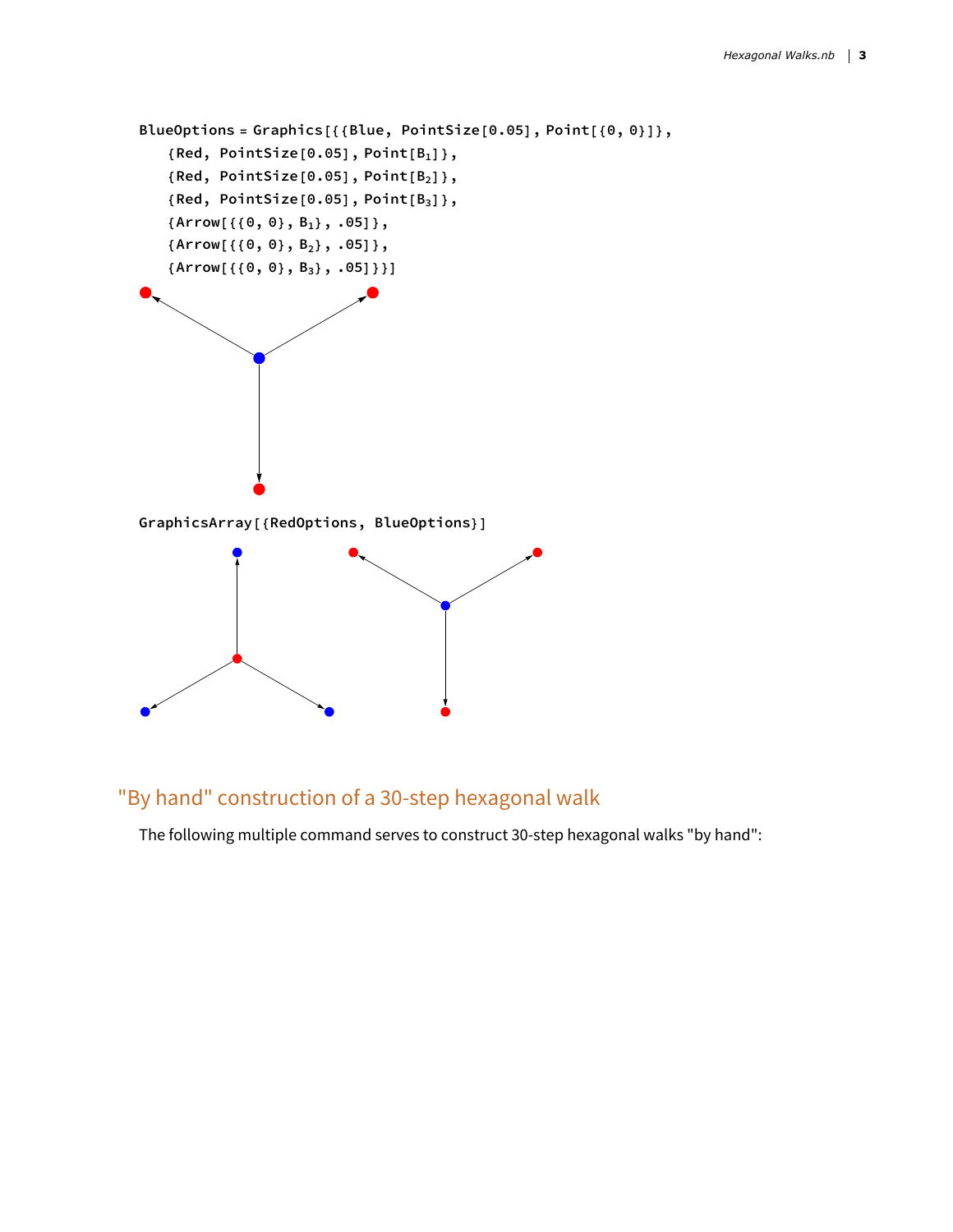```
BlueOptions = Graphics[{{Blue, PointSize[0.05], Point[{0, 0}]},
   {Red, PointSize[0.05], Point[B1]},
   {Red, PointSize[0.05], Point[B2]},
   {Red, PointSize[0.05], Point[B3]},
   {Arrow[{{0, 0}, B1}, .05]},
   {Arrow[{{0, 0}, B2}, .05]},
   {Arrow[{{0, 0}, B3}, .05]}}]
```

```
GraphicsArray[{RedOptions, BlueOptions}]
```

## "By hand" construction of a 30-step hexagonal walk

The following multiple command serves to construct 30-step hexagonal walks "by hand":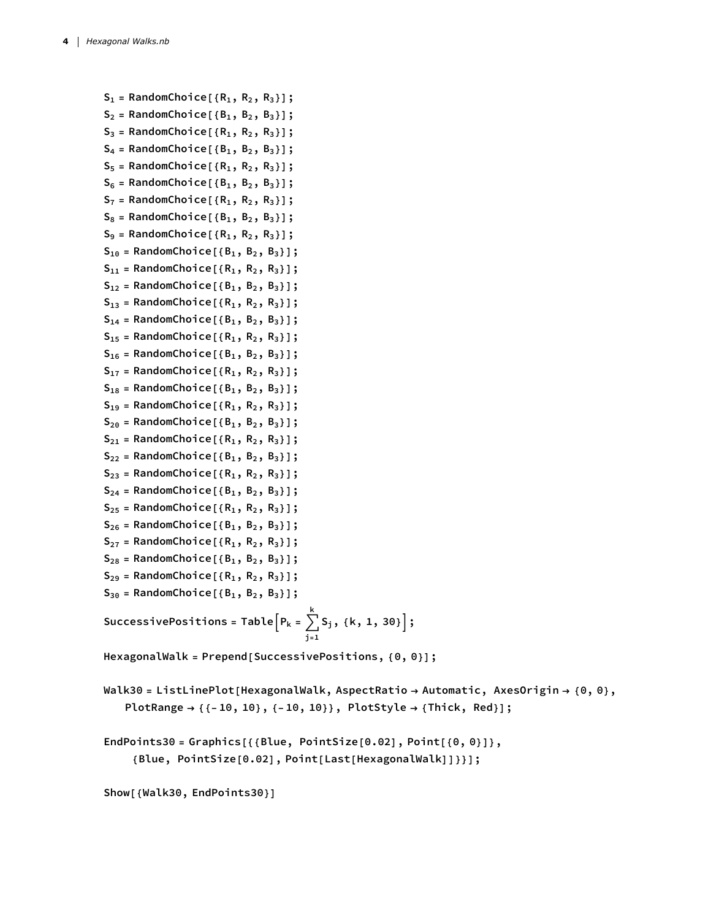```
S1 = RandomChoice[{R1, R2, R3}];
S2 = RandomChoice[{B1, B2, B3}];
S3 = RandomChoice[{R1, R2, R3}];
S4 = RandomChoice[{B1, B2, B3}];
S5 = RandomChoice[{R1, R2, R3}];
S6 = RandomChoice[{B1, B2, B3}];
S7 = RandomChoice[{R1, R2, R3}];
S8 = RandomChoice[{B1, B2, B3}];
S9 = RandomChoice[{R1, R2, R3}];
S10 = RandomChoice[{B1, B2, B3}];
S11 = RandomChoice[{R1, R2, R3}];
S12 = RandomChoice[{B1, B2, B3}];
S13 = RandomChoice[{R1, R2, R3}];
S14 = RandomChoice[{B1, B2, B3}];
S15 = RandomChoice[{R1, R2, R3}];
S16 = RandomChoice[{B1, B2, B3}];
S17 = RandomChoice[{R1, R2, R3}];
S18 = RandomChoice[{B1, B2, B3}];
S19 = RandomChoice[{R1, R2, R3}];
S20 = RandomChoice[{B1, B2, B3}];
S21 = RandomChoice[{R1, R2, R3}];
S22 = RandomChoice[{B1, B2, B3}];
S23 = RandomChoice[{R1, R2, R3}];
S24 = RandomChoice[{B1, B2, B3}];
S25 = RandomChoice[{R1, R2, R3}];
S26 = RandomChoice[{B1, B2, B3}];
S27 = RandomChoice[{R1, R2, R3}];
S28 = RandomChoice[{B1, B2, B3}];
S29 = RandomChoice[{R1, R2, R3}];
S30 = RandomChoice[{B1, B2, B3}];

SuccessivePositions = Table[Pk = Sum[Sj, {j, 1, k}], {k, 1, 30}];

HexagonalWalk = Prepend[SuccessivePositions, {0, 0}];

Walk30 = ListLinePlot[HexagonalWalk, AspectRatio → Automatic, AxesOrigin → {0, 0},
    PlotRange → {{-10, 10}, {-10, 10}}, PlotStyle → {Thick, Red}];

EndPoints30 = Graphics[{{Blue, PointSize[0.02], Point[{0, 0}]},
     {Blue, PointSize[0.02], Point[Last[HexagonalWalk]]}}];

Show[{Walk30, EndPoints30}]
```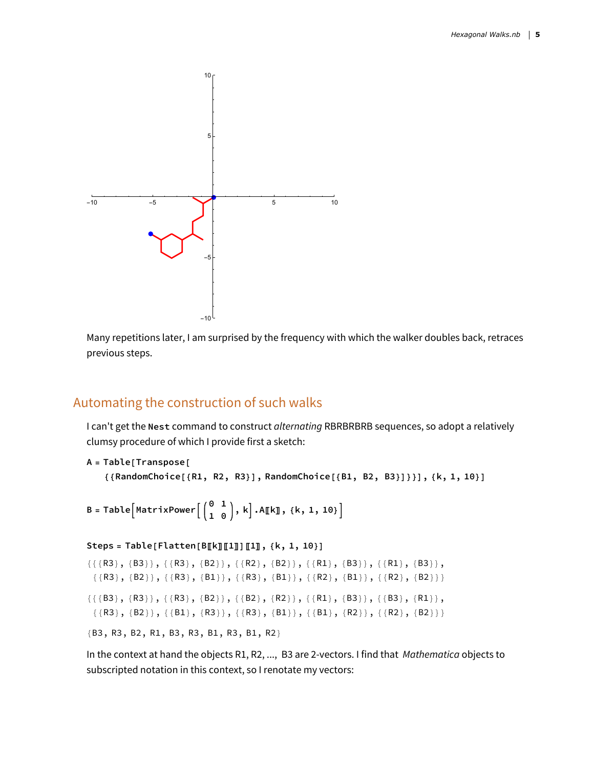Many repetitions later, I am surprised by the frequency with which the walker doubles back, retraces previous steps.

## Automating the construction of such walks

I can't get the **Nest** command to construct *alternating* RBRBRBRB sequences, so adopt a relatively clumsy procedure of which I provide first a sketch:

```
A = Table[Transpose[
   {{RandomChoice[{R1, R2, R3}], RandomChoice[{B1, B2, B3}]}}], {k, 1, 10}]

B = Table[MatrixPower[(0 1
                       1 0), k].A[[k]], {k, 1, 10}]

Steps = Table[Flatten[B[[k]][[1]]][[1]], {k, 1, 10}]
```

```
{{{R3}, {B3}}, {{R3}, {B2}}, {{R2}, {B2}}, {{R1}, {B3}}, {{R1}, {B3}},
 {{R3}, {B2}}, {{R3}, {B1}}, {{R3}, {B1}}, {{R2}, {B1}}, {{R2}, {B2}}}

{{{B3}, {R3}}, {{R3}, {B2}}, {{B2}, {R2}}, {{R1}, {B3}}, {{B3}, {R1}},
 {{R3}, {B2}}, {{B1}, {R3}}, {{R3}, {B1}}, {{B1}, {R2}}, {{R2}, {B2}}}

{B3, R3, B2, R1, B3, R3, B1, R3, B1, R2}
```

In the context at hand the objects R1, R2, ..., B3 are 2-vectors. I find that *Mathematica* objects to subscripted notation in this context, so I renotate my vectors: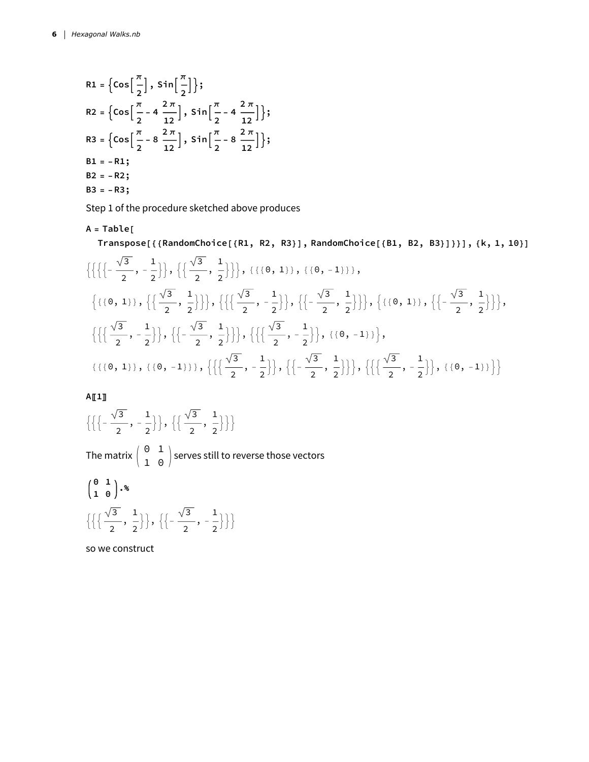```
R1 = {Cos[π/2], Sin[π/2]};
R2 = {Cos[π/2 - 4 (2 π)/12], Sin[π/2 - 4 (2 π)/12]};
R3 = {Cos[π/2 - 8 (2 π)/12], Sin[π/2 - 8 (2 π)/12]};
B1 = -R1;
B2 = -R2;
B3 = -R3;
```

Step 1 of the procedure sketched above produces

```
A = Table[
  Transpose[{{RandomChoice[{R1, R2, R3}], RandomChoice[{B1, B2, B3}]}}], {k, 1, 10}]
```

$$\left\{\left\{\left\{\left\{-\frac{\sqrt{3}}{2}, -\frac{1}{2}\right\}\right\}, \left\{\left\{\frac{\sqrt{3}}{2}, \frac{1}{2}\right\}\right\}\right\}, \{\{\{0, 1\}\}, \{\{0, -1\}\}\},\right.$$
$$\left\{\{\{0, 1\}\}, \left\{\left\{\frac{\sqrt{3}}{2}, \frac{1}{2}\right\}\right\}\right\}, \left\{\left\{\left\{\frac{\sqrt{3}}{2}, -\frac{1}{2}\right\}\right\}, \left\{\left\{-\frac{\sqrt{3}}{2}, \frac{1}{2}\right\}\right\}\right\}, \left\{\{\{0, 1\}\}, \left\{\left\{-\frac{\sqrt{3}}{2}, \frac{1}{2}\right\}\right\}\right\},$$
$$\left\{\left\{\left\{\frac{\sqrt{3}}{2}, -\frac{1}{2}\right\}\right\}, \left\{\left\{-\frac{\sqrt{3}}{2}, \frac{1}{2}\right\}\right\}\right\}, \left\{\left\{\left\{\frac{\sqrt{3}}{2}, -\frac{1}{2}\right\}\right\}, \{\{0, -1\}\}\right\},$$
$$\left.\{\{\{0, 1\}\}, \{\{0, -1\}\}\}, \left\{\left\{\left\{\frac{\sqrt{3}}{2}, -\frac{1}{2}\right\}\right\}, \left\{\left\{-\frac{\sqrt{3}}{2}, \frac{1}{2}\right\}\right\}\right\}, \left\{\left\{\left\{\frac{\sqrt{3}}{2}, -\frac{1}{2}\right\}\right\}, \{\{0, -1\}\}\right\}\right\}$$

```
A[[1]]
```

$$\left\{\left\{\left\{-\frac{\sqrt{3}}{2}, -\frac{1}{2}\right\}\right\}, \left\{\left\{\frac{\sqrt{3}}{2}, \frac{1}{2}\right\}\right\}\right\}$$

The matrix $\begin{pmatrix} 0 & 1 \\ 1 & 0 \end{pmatrix}$ serves still to reverse those vectors

$$\begin{pmatrix} 0 & 1 \\ 1 & 0 \end{pmatrix}.\%$$

$$\left\{\left\{\left\{\frac{\sqrt{3}}{2}, \frac{1}{2}\right\}\right\}, \left\{\left\{-\frac{\sqrt{3}}{2}, -\frac{1}{2}\right\}\right\}\right\}$$

so we construct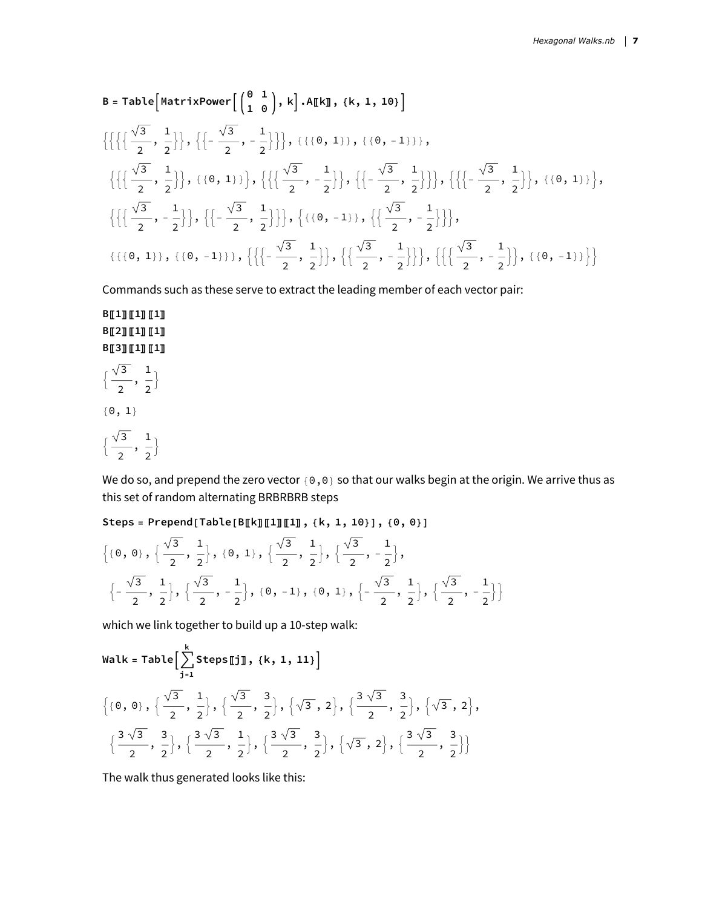```
B = Table[MatrixPower[(0 1
                       1 0), k].A[[k]], {k, 1, 10}]
```

$$\left\{\left\{\left\{\left\{\frac{\sqrt{3}}{2}, \frac{1}{2}\right\}\right\}, \left\{\left\{-\frac{\sqrt{3}}{2}, -\frac{1}{2}\right\}\right\}\right\}, \{\{\{0, 1\}\}, \{\{0, -1\}\}\},\right.$$
$$\left\{\left\{\left\{\frac{\sqrt{3}}{2}, \frac{1}{2}\right\}\right\}, \{\{0, 1\}\}\right\}, \left\{\left\{\left\{\frac{\sqrt{3}}{2}, -\frac{1}{2}\right\}\right\}, \left\{\left\{-\frac{\sqrt{3}}{2}, \frac{1}{2}\right\}\right\}\right\}, \left\{\left\{\left\{-\frac{\sqrt{3}}{2}, \frac{1}{2}\right\}\right\}, \{\{0, 1\}\}\right\},$$
$$\left\{\left\{\left\{\frac{\sqrt{3}}{2}, -\frac{1}{2}\right\}\right\}, \left\{\left\{-\frac{\sqrt{3}}{2}, \frac{1}{2}\right\}\right\}\right\}, \left\{\{\{0, -1\}\}, \left\{\left\{\frac{\sqrt{3}}{2}, -\frac{1}{2}\right\}\right\}\right\},$$
$$\left.\{\{\{0, 1\}\}, \{\{0, -1\}\}\}, \left\{\left\{\left\{-\frac{\sqrt{3}}{2}, \frac{1}{2}\right\}\right\}, \left\{\left\{\frac{\sqrt{3}}{2}, -\frac{1}{2}\right\}\right\}\right\}, \left\{\left\{\left\{\frac{\sqrt{3}}{2}, -\frac{1}{2}\right\}\right\}, \{\{0, -1\}\}\right\}\right\}$$

Commands such as these serve to extract the leading member of each vector pair:

```
B[[1]][[1]][[1]]
B[[2]][[1]][[1]]
B[[3]][[1]][[1]]
```

$$\left\{\frac{\sqrt{3}}{2}, \frac{1}{2}\right\}$$

$$\{0, 1\}$$

$$\left\{\frac{\sqrt{3}}{2}, \frac{1}{2}\right\}$$

We do so, and prepend the zero vector `{0,0}` so that our walks begin at the origin. We arrive thus as this set of random alternating BRBRBRB steps

```
Steps = Prepend[Table[B[[k]][[1]][[1]], {k, 1, 10}], {0, 0}]
```

$$\left\{\{0, 0\}, \left\{\frac{\sqrt{3}}{2}, \frac{1}{2}\right\}, \{0, 1\}, \left\{\frac{\sqrt{3}}{2}, \frac{1}{2}\right\}, \left\{\frac{\sqrt{3}}{2}, -\frac{1}{2}\right\},\right.$$
$$\left.\left\{-\frac{\sqrt{3}}{2}, \frac{1}{2}\right\}, \left\{\frac{\sqrt{3}}{2}, -\frac{1}{2}\right\}, \{0, -1\}, \{0, 1\}, \left\{-\frac{\sqrt{3}}{2}, \frac{1}{2}\right\}, \left\{\frac{\sqrt{3}}{2}, -\frac{1}{2}\right\}\right\}$$

which we link together to build up a 10-step walk:

```
Walk = Table[Sum[Steps[[j]], {j, 1, k}], {k, 1, 11}]
```

$$\left\{\{0, 0\}, \left\{\frac{\sqrt{3}}{2}, \frac{1}{2}\right\}, \left\{\frac{\sqrt{3}}{2}, \frac{3}{2}\right\}, \left\{\sqrt{3}, 2\right\}, \left\{\frac{3\sqrt{3}}{2}, \frac{3}{2}\right\}, \left\{\sqrt{3}, 2\right\},\right.$$
$$\left.\left\{\frac{3\sqrt{3}}{2}, \frac{3}{2}\right\}, \left\{\frac{3\sqrt{3}}{2}, \frac{1}{2}\right\}, \left\{\frac{3\sqrt{3}}{2}, \frac{3}{2}\right\}, \left\{\sqrt{3}, 2\right\}, \left\{\frac{3\sqrt{3}}{2}, \frac{3}{2}\right\}\right\}$$

The walk thus generated looks like this: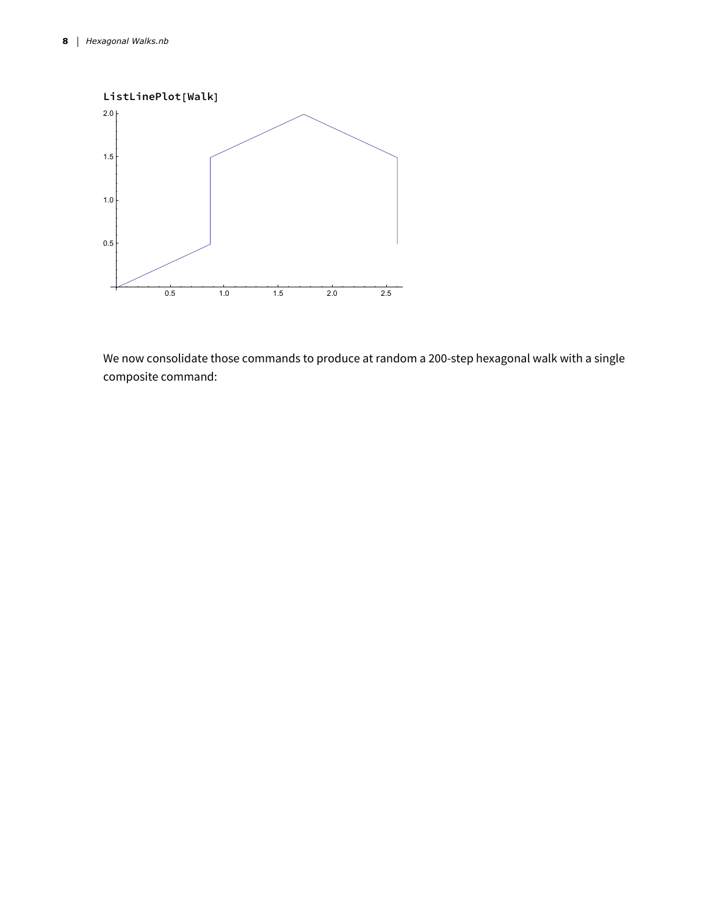```
ListLinePlot[Walk]
```

We now consolidate those commands to produce at random a 200-step hexagonal walk with a single composite command: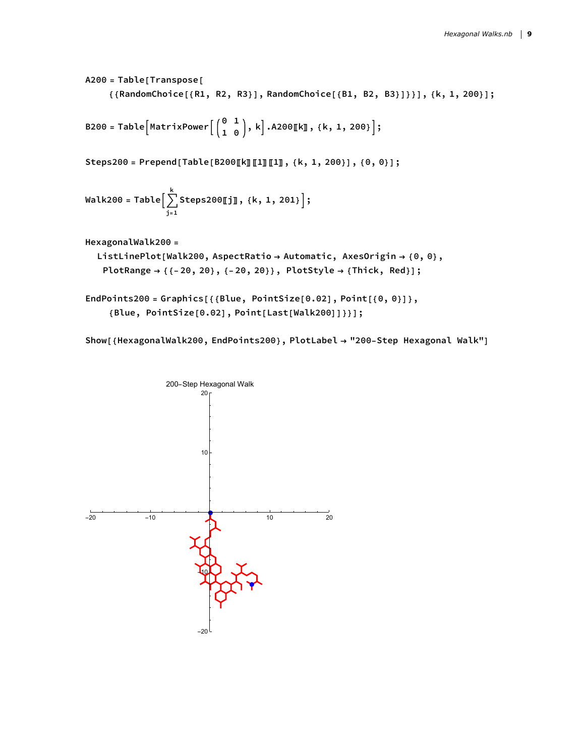```
A200 = Table[Transpose[
    {{RandomChoice[{R1, R2, R3}], RandomChoice[{B1, B2, B3}]}}], {k, 1, 200}];

B200 = Table[MatrixPower[(0 1
                          1 0), k].A200[[k]], {k, 1, 200}];

Steps200 = Prepend[Table[B200[[k]][[1]][[1]], {k, 1, 200}], {0, 0}];

Walk200 = Table[Sum[Steps200[[j]], {j, 1, k}], {k, 1, 201}];

HexagonalWalk200 =
  ListLinePlot[Walk200, AspectRatio → Automatic, AxesOrigin → {0, 0},
   PlotRange → {{-20, 20}, {-20, 20}}, PlotStyle → {Thick, Red}];

EndPoints200 = Graphics[{{Blue, PointSize[0.02], Point[{0, 0}]},
    {Blue, PointSize[0.02], Point[Last[Walk200]]}}];

Show[{HexagonalWalk200, EndPoints200}, PlotLabel → "200-Step Hexagonal Walk"]
```

200–Step Hexagonal Walk

20

10

−20

−10

10

20

−10

−20